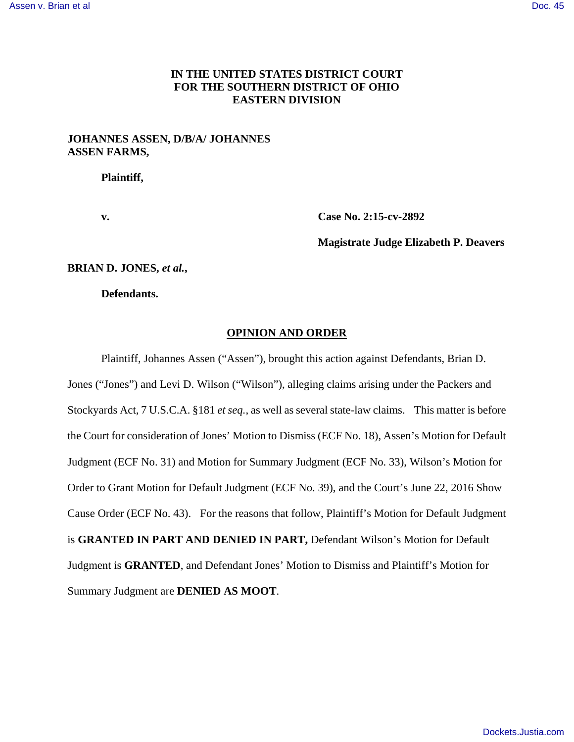**IN THE UNITED STATES DISTRICT COURT**
**FOR THE SOUTHERN DISTRICT OF OHIO**
**EASTERN DIVISION**

**JOHANNES ASSEN, D/B/A/ JOHANNES ASSEN FARMS,**

**Plaintiff,**

**v.**

**Case No. 2:15-cv-2892**

**Magistrate Judge Elizabeth P. Deavers**

**BRIAN D. JONES, *et al.*,**

**Defendants.**

## OPINION AND ORDER

Plaintiff, Johannes Assen ("Assen"), brought this action against Defendants, Brian D. Jones ("Jones") and Levi D. Wilson ("Wilson"), alleging claims arising under the Packers and Stockyards Act, 7 U.S.C.A. §181 *et seq.*, as well as several state-law claims. This matter is before the Court for consideration of Jones' Motion to Dismiss (ECF No. 18), Assen's Motion for Default Judgment (ECF No. 31) and Motion for Summary Judgment (ECF No. 33), Wilson's Motion for Order to Grant Motion for Default Judgment (ECF No. 39), and the Court's June 22, 2016 Show Cause Order (ECF No. 43). For the reasons that follow, Plaintiff's Motion for Default Judgment is **GRANTED IN PART AND DENIED IN PART,** Defendant Wilson's Motion for Default Judgment is **GRANTED**, and Defendant Jones' Motion to Dismiss and Plaintiff's Motion for Summary Judgment are **DENIED AS MOOT**.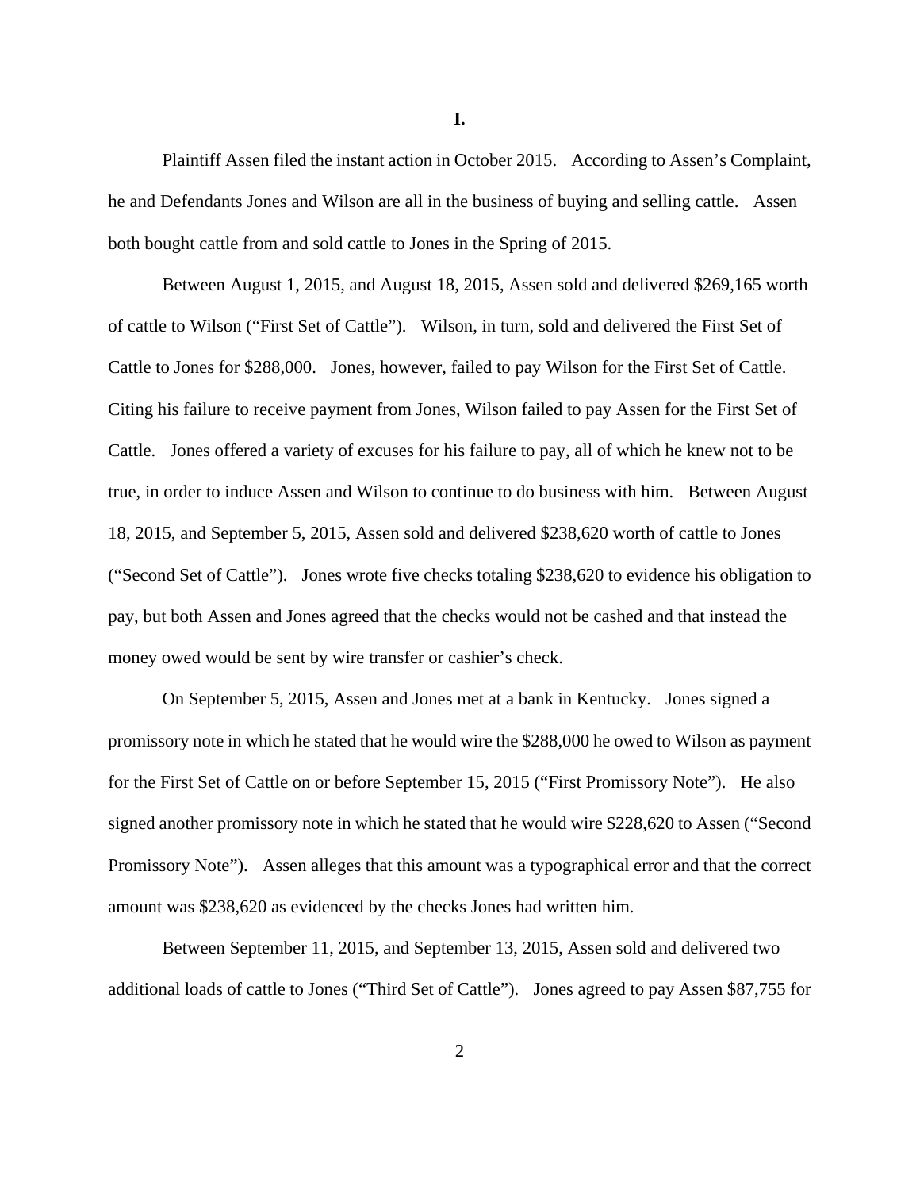**I.**

Plaintiff Assen filed the instant action in October 2015. According to Assen's Complaint, he and Defendants Jones and Wilson are all in the business of buying and selling cattle. Assen both bought cattle from and sold cattle to Jones in the Spring of 2015.

Between August 1, 2015, and August 18, 2015, Assen sold and delivered $269,165 worth of cattle to Wilson ("First Set of Cattle"). Wilson, in turn, sold and delivered the First Set of Cattle to Jones for $288,000. Jones, however, failed to pay Wilson for the First Set of Cattle. Citing his failure to receive payment from Jones, Wilson failed to pay Assen for the First Set of Cattle. Jones offered a variety of excuses for his failure to pay, all of which he knew not to be true, in order to induce Assen and Wilson to continue to do business with him. Between August 18, 2015, and September 5, 2015, Assen sold and delivered $238,620 worth of cattle to Jones ("Second Set of Cattle"). Jones wrote five checks totaling $238,620 to evidence his obligation to pay, but both Assen and Jones agreed that the checks would not be cashed and that instead the money owed would be sent by wire transfer or cashier's check.

On September 5, 2015, Assen and Jones met at a bank in Kentucky. Jones signed a promissory note in which he stated that he would wire the $288,000 he owed to Wilson as payment for the First Set of Cattle on or before September 15, 2015 ("First Promissory Note"). He also signed another promissory note in which he stated that he would wire $228,620 to Assen ("Second Promissory Note"). Assen alleges that this amount was a typographical error and that the correct amount was $238,620 as evidenced by the checks Jones had written him.

Between September 11, 2015, and September 13, 2015, Assen sold and delivered two additional loads of cattle to Jones ("Third Set of Cattle"). Jones agreed to pay Assen $87,755 for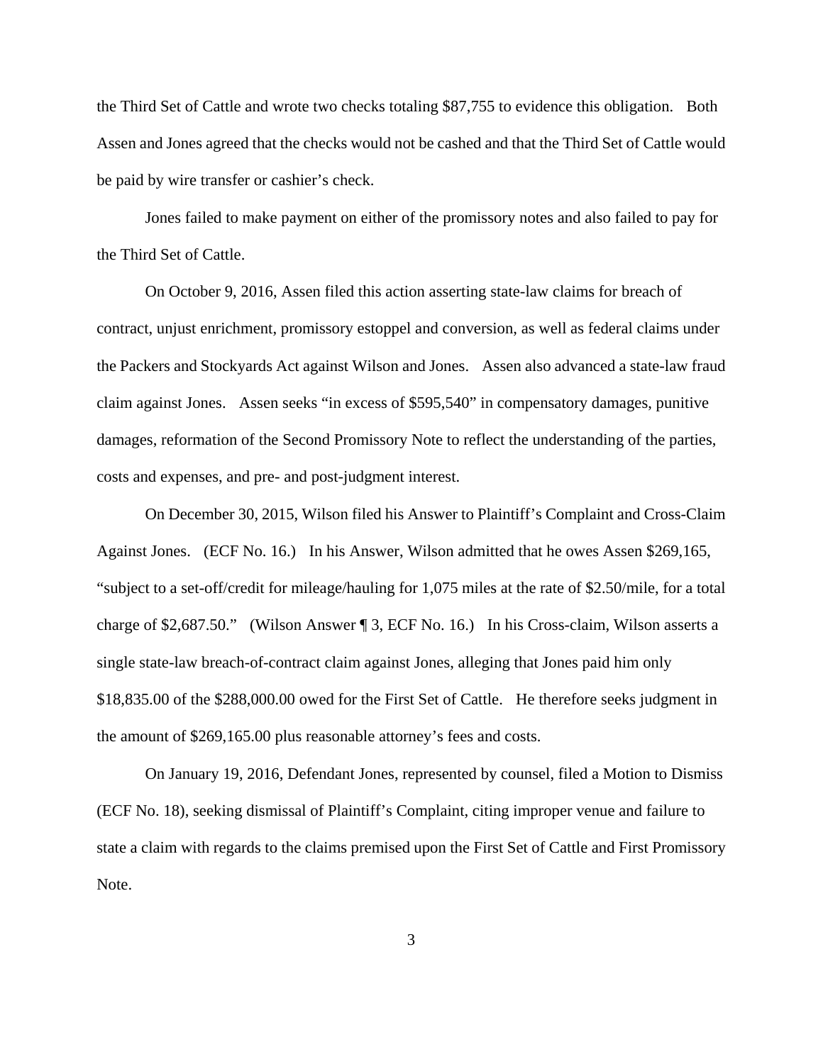the Third Set of Cattle and wrote two checks totaling $87,755 to evidence this obligation. Both Assen and Jones agreed that the checks would not be cashed and that the Third Set of Cattle would be paid by wire transfer or cashier's check.

Jones failed to make payment on either of the promissory notes and also failed to pay for the Third Set of Cattle.

On October 9, 2016, Assen filed this action asserting state-law claims for breach of contract, unjust enrichment, promissory estoppel and conversion, as well as federal claims under the Packers and Stockyards Act against Wilson and Jones. Assen also advanced a state-law fraud claim against Jones. Assen seeks "in excess of $595,540" in compensatory damages, punitive damages, reformation of the Second Promissory Note to reflect the understanding of the parties, costs and expenses, and pre- and post-judgment interest.

On December 30, 2015, Wilson filed his Answer to Plaintiff's Complaint and Cross-Claim Against Jones. (ECF No. 16.) In his Answer, Wilson admitted that he owes Assen $269,165, "subject to a set-off/credit for mileage/hauling for 1,075 miles at the rate of $2.50/mile, for a total charge of $2,687.50." (Wilson Answer ¶ 3, ECF No. 16.) In his Cross-claim, Wilson asserts a single state-law breach-of-contract claim against Jones, alleging that Jones paid him only $18,835.00 of the $288,000.00 owed for the First Set of Cattle. He therefore seeks judgment in the amount of $269,165.00 plus reasonable attorney's fees and costs.

On January 19, 2016, Defendant Jones, represented by counsel, filed a Motion to Dismiss (ECF No. 18), seeking dismissal of Plaintiff's Complaint, citing improper venue and failure to state a claim with regards to the claims premised upon the First Set of Cattle and First Promissory Note.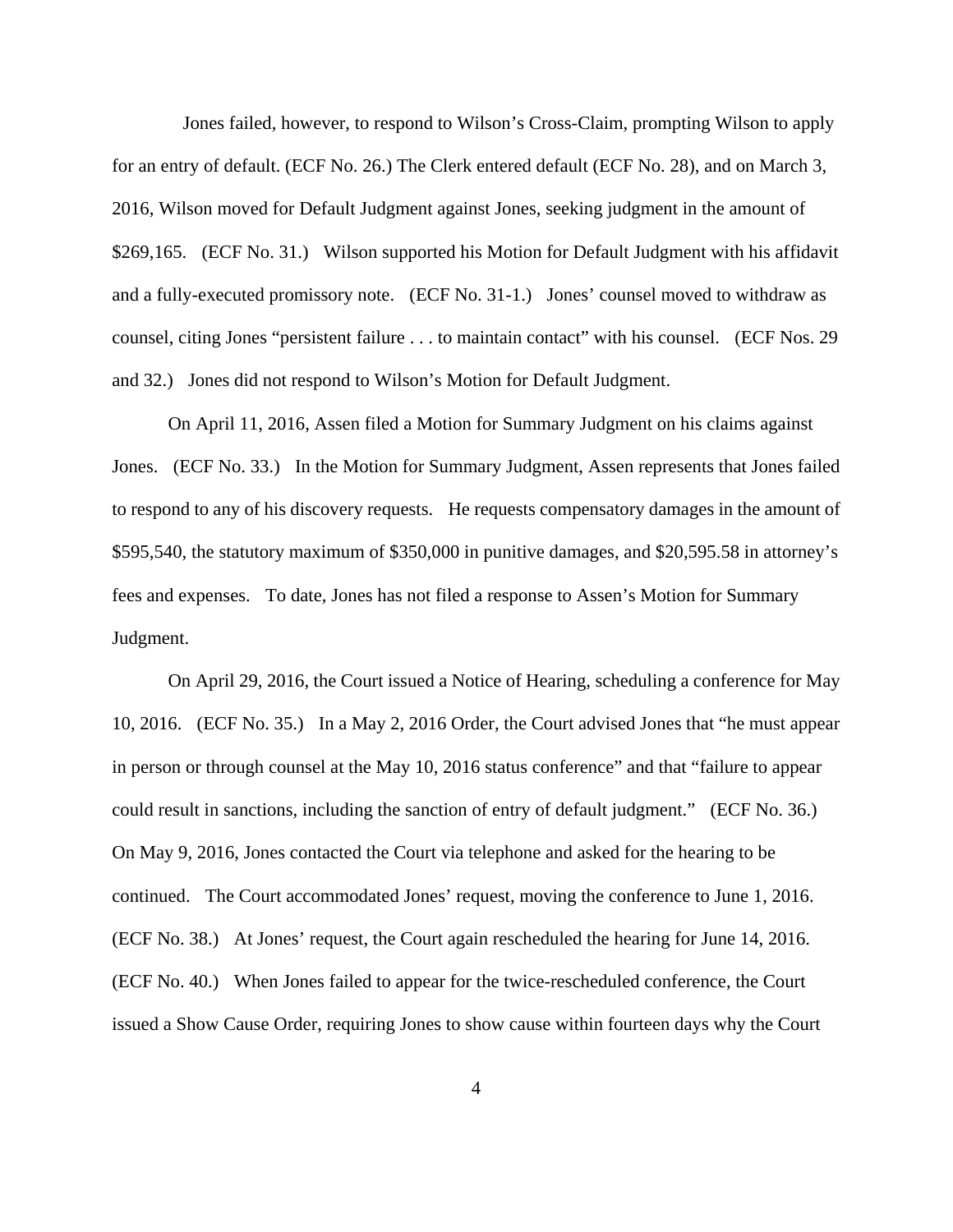Jones failed, however, to respond to Wilson's Cross-Claim, prompting Wilson to apply for an entry of default. (ECF No. 26.) The Clerk entered default (ECF No. 28), and on March 3, 2016, Wilson moved for Default Judgment against Jones, seeking judgment in the amount of $269,165. (ECF No. 31.) Wilson supported his Motion for Default Judgment with his affidavit and a fully-executed promissory note. (ECF No. 31-1.) Jones' counsel moved to withdraw as counsel, citing Jones "persistent failure . . . to maintain contact" with his counsel. (ECF Nos. 29 and 32.) Jones did not respond to Wilson's Motion for Default Judgment.

On April 11, 2016, Assen filed a Motion for Summary Judgment on his claims against Jones. (ECF No. 33.) In the Motion for Summary Judgment, Assen represents that Jones failed to respond to any of his discovery requests. He requests compensatory damages in the amount of $595,540, the statutory maximum of $350,000 in punitive damages, and $20,595.58 in attorney's fees and expenses. To date, Jones has not filed a response to Assen's Motion for Summary Judgment.

On April 29, 2016, the Court issued a Notice of Hearing, scheduling a conference for May 10, 2016. (ECF No. 35.) In a May 2, 2016 Order, the Court advised Jones that "he must appear in person or through counsel at the May 10, 2016 status conference" and that "failure to appear could result in sanctions, including the sanction of entry of default judgment." (ECF No. 36.) On May 9, 2016, Jones contacted the Court via telephone and asked for the hearing to be continued. The Court accommodated Jones' request, moving the conference to June 1, 2016. (ECF No. 38.) At Jones' request, the Court again rescheduled the hearing for June 14, 2016. (ECF No. 40.) When Jones failed to appear for the twice-rescheduled conference, the Court issued a Show Cause Order, requiring Jones to show cause within fourteen days why the Court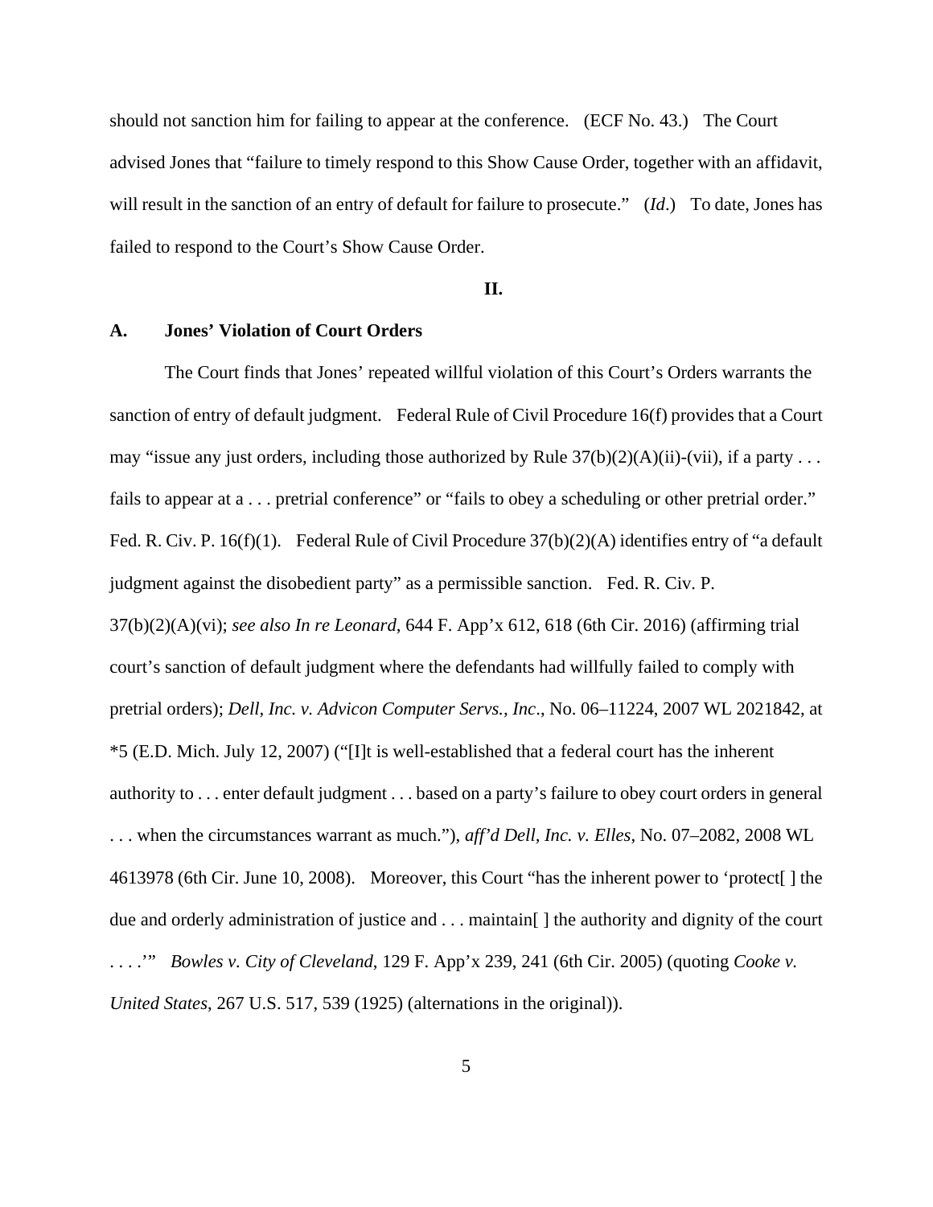should not sanction him for failing to appear at the conference. (ECF No. 43.) The Court advised Jones that "failure to timely respond to this Show Cause Order, together with an affidavit, will result in the sanction of an entry of default for failure to prosecute." (*Id*.) To date, Jones has failed to respond to the Court's Show Cause Order.

**II.**

**A. Jones' Violation of Court Orders**

The Court finds that Jones' repeated willful violation of this Court's Orders warrants the sanction of entry of default judgment. Federal Rule of Civil Procedure 16(f) provides that a Court may "issue any just orders, including those authorized by Rule 37(b)(2)(A)(ii)-(vii), if a party . . . fails to appear at a . . . pretrial conference" or "fails to obey a scheduling or other pretrial order." Fed. R. Civ. P. 16(f)(1). Federal Rule of Civil Procedure 37(b)(2)(A) identifies entry of "a default judgment against the disobedient party" as a permissible sanction. Fed. R. Civ. P. 37(b)(2)(A)(vi); *see also In re Leonard*, 644 F. App'x 612, 618 (6th Cir. 2016) (affirming trial court's sanction of default judgment where the defendants had willfully failed to comply with pretrial orders); *Dell, Inc. v. Advicon Computer Servs., Inc*., No. 06–11224, 2007 WL 2021842, at *5 (E.D. Mich. July 12, 2007) ("[I]t is well-established that a federal court has the inherent authority to . . . enter default judgment . . . based on a party's failure to obey court orders in general . . . when the circumstances warrant as much."), *aff'd Dell, Inc. v. Elles*, No. 07–2082, 2008 WL 4613978 (6th Cir. June 10, 2008). Moreover, this Court "has the inherent power to 'protect[ ] the due and orderly administration of justice and . . . maintain[ ] the authority and dignity of the court . . . .'" *Bowles v. City of Cleveland*, 129 F. App'x 239, 241 (6th Cir. 2005) (quoting *Cooke v. United States*, 267 U.S. 517, 539 (1925) (alternations in the original)).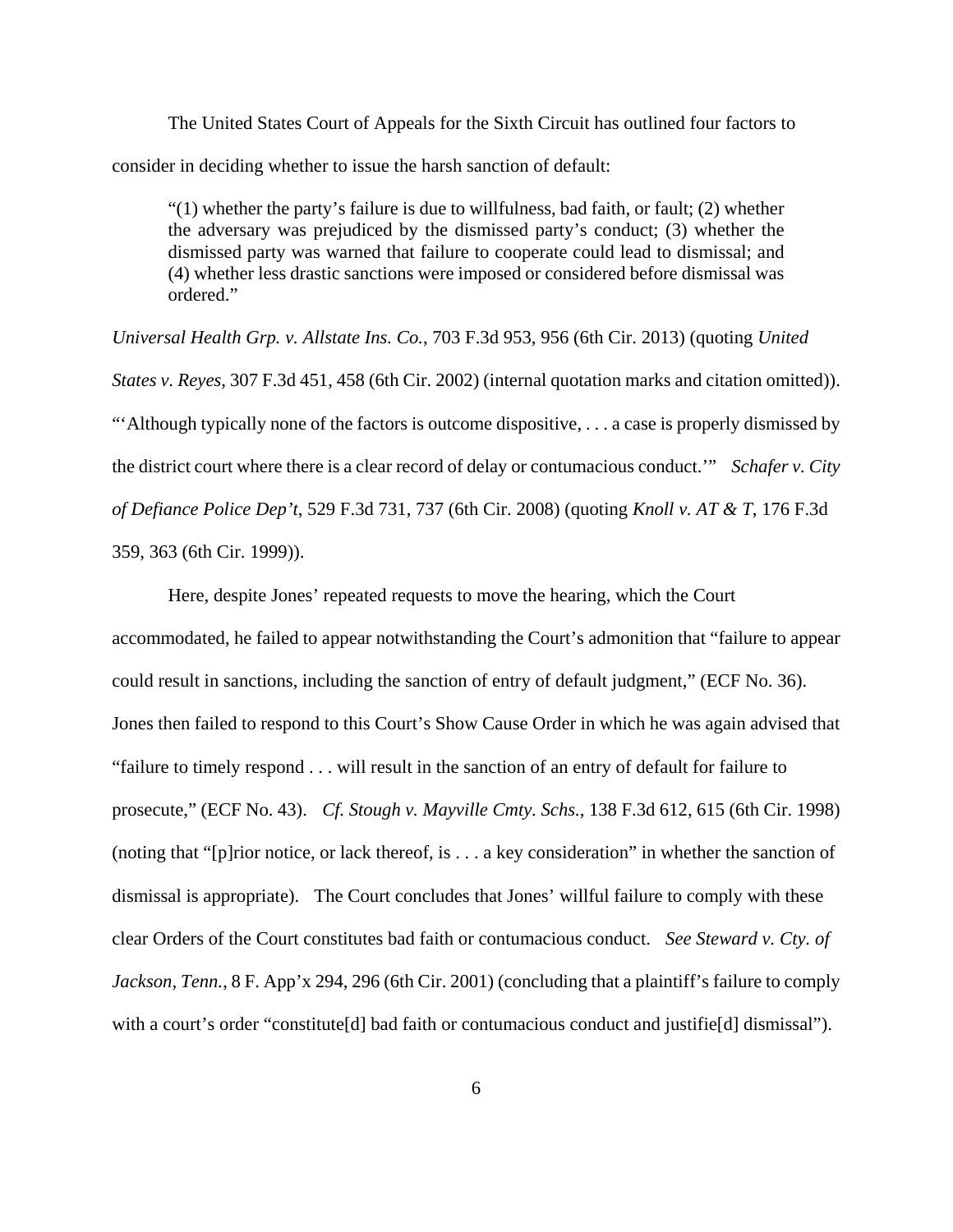The United States Court of Appeals for the Sixth Circuit has outlined four factors to consider in deciding whether to issue the harsh sanction of default:

> "(1) whether the party's failure is due to willfulness, bad faith, or fault; (2) whether the adversary was prejudiced by the dismissed party's conduct; (3) whether the dismissed party was warned that failure to cooperate could lead to dismissal; and (4) whether less drastic sanctions were imposed or considered before dismissal was ordered."

*Universal Health Grp. v. Allstate Ins. Co.*, 703 F.3d 953, 956 (6th Cir. 2013) (quoting *United States v. Reyes*, 307 F.3d 451, 458 (6th Cir. 2002) (internal quotation marks and citation omitted)). "'Although typically none of the factors is outcome dispositive, . . . a case is properly dismissed by the district court where there is a clear record of delay or contumacious conduct.'" *Schafer v. City of Defiance Police Dep't*, 529 F.3d 731, 737 (6th Cir. 2008) (quoting *Knoll v. AT & T*, 176 F.3d 359, 363 (6th Cir. 1999)).

Here, despite Jones' repeated requests to move the hearing, which the Court accommodated, he failed to appear notwithstanding the Court's admonition that "failure to appear could result in sanctions, including the sanction of entry of default judgment," (ECF No. 36). Jones then failed to respond to this Court's Show Cause Order in which he was again advised that "failure to timely respond . . . will result in the sanction of an entry of default for failure to prosecute," (ECF No. 43). *Cf. Stough v. Mayville Cmty. Schs.*, 138 F.3d 612, 615 (6th Cir. 1998) (noting that "[p]rior notice, or lack thereof, is . . . a key consideration" in whether the sanction of dismissal is appropriate). The Court concludes that Jones' willful failure to comply with these clear Orders of the Court constitutes bad faith or contumacious conduct. *See Steward v. Cty. of Jackson, Tenn.*, 8 F. App'x 294, 296 (6th Cir. 2001) (concluding that a plaintiff's failure to comply with a court's order "constitute[d] bad faith or contumacious conduct and justifie[d] dismissal").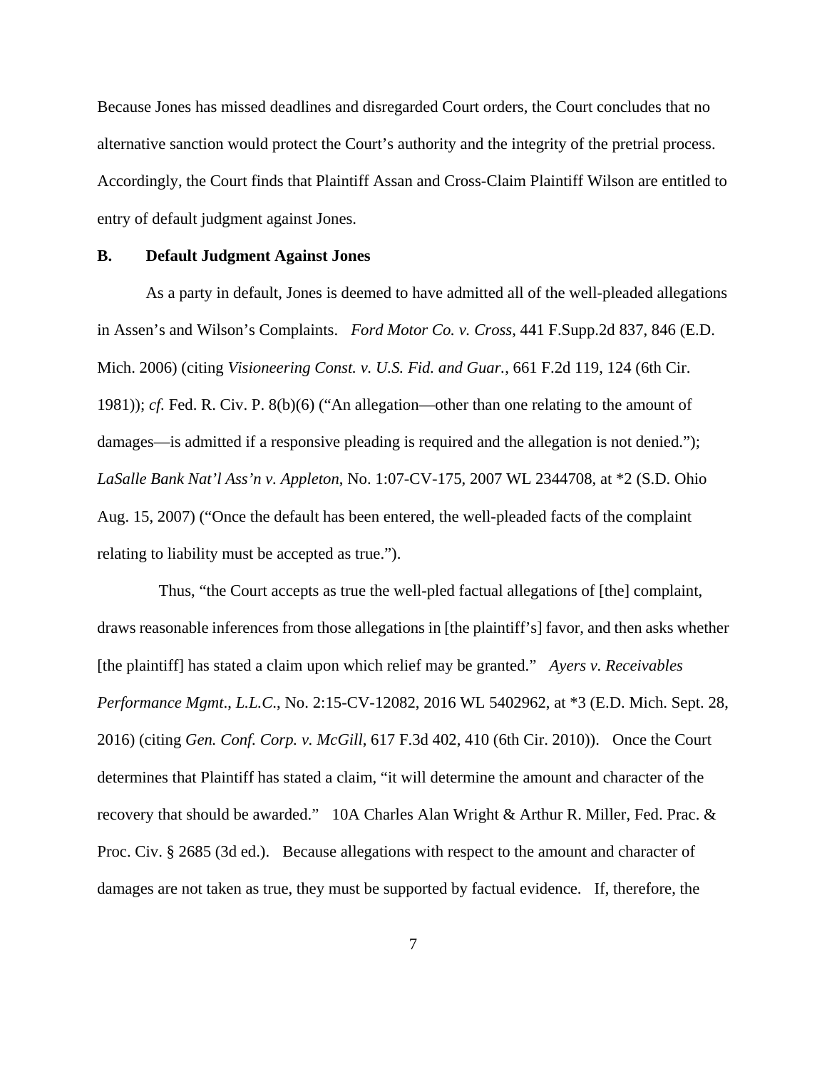Because Jones has missed deadlines and disregarded Court orders, the Court concludes that no alternative sanction would protect the Court's authority and the integrity of the pretrial process. Accordingly, the Court finds that Plaintiff Assan and Cross-Claim Plaintiff Wilson are entitled to entry of default judgment against Jones.

**B. Default Judgment Against Jones**

As a party in default, Jones is deemed to have admitted all of the well-pleaded allegations in Assen's and Wilson's Complaints. *Ford Motor Co. v. Cross*, 441 F.Supp.2d 837, 846 (E.D. Mich. 2006) (citing *Visioneering Const. v. U.S. Fid. and Guar.*, 661 F.2d 119, 124 (6th Cir. 1981)); *cf.* Fed. R. Civ. P. 8(b)(6) ("An allegation—other than one relating to the amount of damages—is admitted if a responsive pleading is required and the allegation is not denied."); *LaSalle Bank Nat'l Ass'n v. Appleton*, No. 1:07-CV-175, 2007 WL 2344708, at *2 (S.D. Ohio Aug. 15, 2007) ("Once the default has been entered, the well-pleaded facts of the complaint relating to liability must be accepted as true.").

Thus, "the Court accepts as true the well-pled factual allegations of [the] complaint, draws reasonable inferences from those allegations in [the plaintiff's] favor, and then asks whether [the plaintiff] has stated a claim upon which relief may be granted." *Ayers v. Receivables Performance Mgmt., L.L.C.*, No. 2:15-CV-12082, 2016 WL 5402962, at *3 (E.D. Mich. Sept. 28, 2016) (citing *Gen. Conf. Corp. v. McGill*, 617 F.3d 402, 410 (6th Cir. 2010)). Once the Court determines that Plaintiff has stated a claim, "it will determine the amount and character of the recovery that should be awarded." 10A Charles Alan Wright & Arthur R. Miller, Fed. Prac. & Proc. Civ. § 2685 (3d ed.). Because allegations with respect to the amount and character of damages are not taken as true, they must be supported by factual evidence. If, therefore, the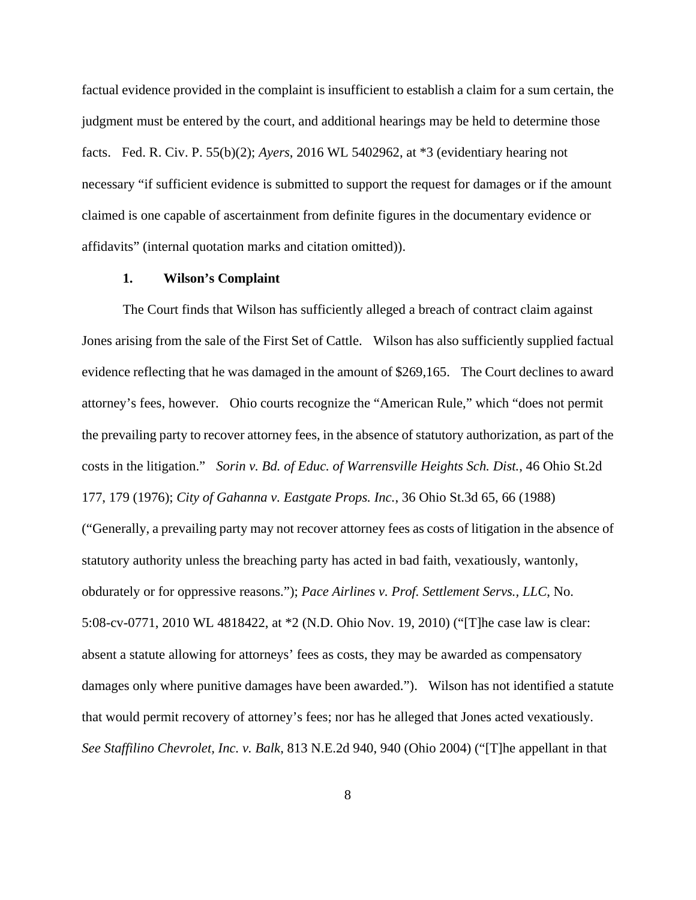factual evidence provided in the complaint is insufficient to establish a claim for a sum certain, the judgment must be entered by the court, and additional hearings may be held to determine those facts. Fed. R. Civ. P. 55(b)(2); *Ayers*, 2016 WL 5402962, at *3 (evidentiary hearing not necessary "if sufficient evidence is submitted to support the request for damages or if the amount claimed is one capable of ascertainment from definite figures in the documentary evidence or affidavits" (internal quotation marks and citation omitted)).

**1. Wilson's Complaint**

The Court finds that Wilson has sufficiently alleged a breach of contract claim against Jones arising from the sale of the First Set of Cattle. Wilson has also sufficiently supplied factual evidence reflecting that he was damaged in the amount of $269,165. The Court declines to award attorney's fees, however. Ohio courts recognize the "American Rule," which "does not permit the prevailing party to recover attorney fees, in the absence of statutory authorization, as part of the costs in the litigation." *Sorin v. Bd. of Educ. of Warrensville Heights Sch. Dist.*, 46 Ohio St.2d 177, 179 (1976); *City of Gahanna v. Eastgate Props. Inc.*, 36 Ohio St.3d 65, 66 (1988) ("Generally, a prevailing party may not recover attorney fees as costs of litigation in the absence of statutory authority unless the breaching party has acted in bad faith, vexatiously, wantonly, obdurately or for oppressive reasons."); *Pace Airlines v. Prof. Settlement Servs., LLC*, No. 5:08-cv-0771, 2010 WL 4818422, at *2 (N.D. Ohio Nov. 19, 2010) ("[T]he case law is clear: absent a statute allowing for attorneys' fees as costs, they may be awarded as compensatory damages only where punitive damages have been awarded."). Wilson has not identified a statute that would permit recovery of attorney's fees; nor has he alleged that Jones acted vexatiously. *See Staffilino Chevrolet, Inc. v. Balk*, 813 N.E.2d 940, 940 (Ohio 2004) ("[T]he appellant in that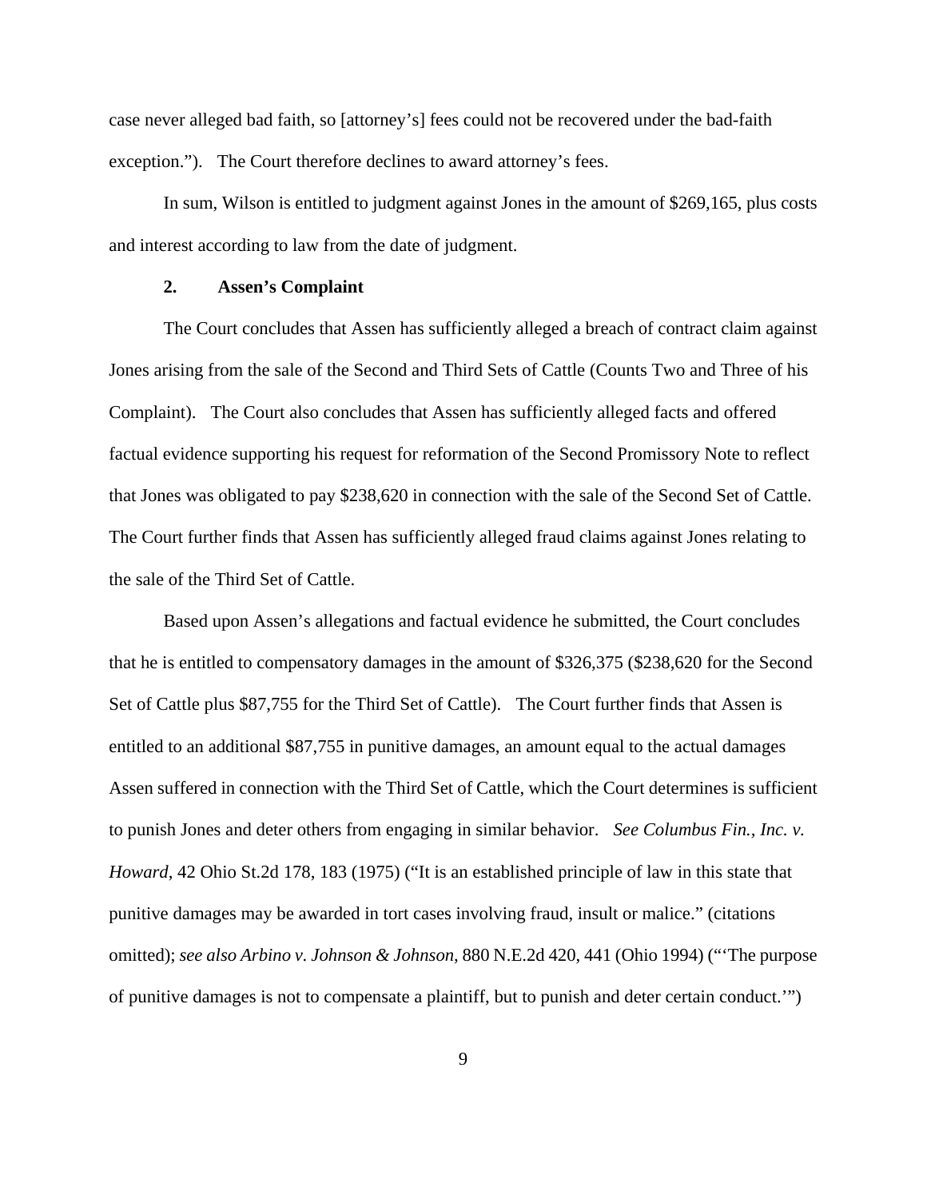case never alleged bad faith, so [attorney's] fees could not be recovered under the bad-faith exception."). The Court therefore declines to award attorney's fees.

In sum, Wilson is entitled to judgment against Jones in the amount of $269,165, plus costs and interest according to law from the date of judgment.

### 2. Assen's Complaint

The Court concludes that Assen has sufficiently alleged a breach of contract claim against Jones arising from the sale of the Second and Third Sets of Cattle (Counts Two and Three of his Complaint). The Court also concludes that Assen has sufficiently alleged facts and offered factual evidence supporting his request for reformation of the Second Promissory Note to reflect that Jones was obligated to pay $238,620 in connection with the sale of the Second Set of Cattle. The Court further finds that Assen has sufficiently alleged fraud claims against Jones relating to the sale of the Third Set of Cattle.

Based upon Assen's allegations and factual evidence he submitted, the Court concludes that he is entitled to compensatory damages in the amount of $326,375 ($238,620 for the Second Set of Cattle plus $87,755 for the Third Set of Cattle). The Court further finds that Assen is entitled to an additional $87,755 in punitive damages, an amount equal to the actual damages Assen suffered in connection with the Third Set of Cattle, which the Court determines is sufficient to punish Jones and deter others from engaging in similar behavior. *See Columbus Fin., Inc. v. Howard*, 42 Ohio St.2d 178, 183 (1975) ("It is an established principle of law in this state that punitive damages may be awarded in tort cases involving fraud, insult or malice." (citations omitted); *see also Arbino v. Johnson & Johnson*, 880 N.E.2d 420, 441 (Ohio 1994) ("'The purpose of punitive damages is not to compensate a plaintiff, but to punish and deter certain conduct.'")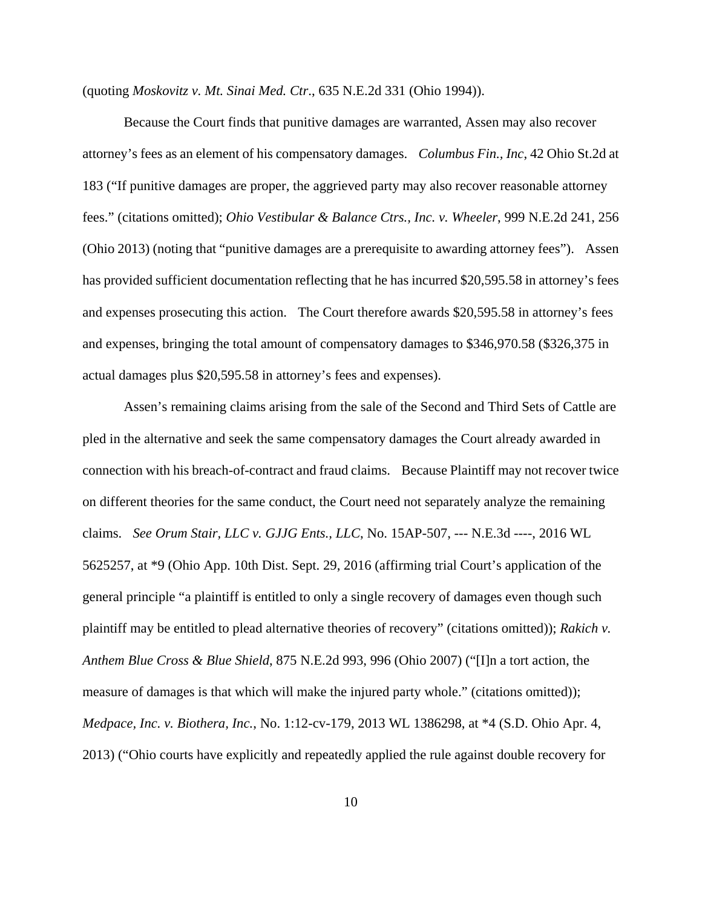(quoting *Moskovitz v. Mt. Sinai Med. Ctr.*, 635 N.E.2d 331 (Ohio 1994)).

Because the Court finds that punitive damages are warranted, Assen may also recover attorney's fees as an element of his compensatory damages. *Columbus Fin., Inc*, 42 Ohio St.2d at 183 ("If punitive damages are proper, the aggrieved party may also recover reasonable attorney fees." (citations omitted); *Ohio Vestibular & Balance Ctrs., Inc. v. Wheeler*, 999 N.E.2d 241, 256 (Ohio 2013) (noting that "punitive damages are a prerequisite to awarding attorney fees"). Assen has provided sufficient documentation reflecting that he has incurred $20,595.58 in attorney's fees and expenses prosecuting this action. The Court therefore awards $20,595.58 in attorney's fees and expenses, bringing the total amount of compensatory damages to $346,970.58 ($326,375 in actual damages plus $20,595.58 in attorney's fees and expenses).

Assen's remaining claims arising from the sale of the Second and Third Sets of Cattle are pled in the alternative and seek the same compensatory damages the Court already awarded in connection with his breach-of-contract and fraud claims. Because Plaintiff may not recover twice on different theories for the same conduct, the Court need not separately analyze the remaining claims. *See Orum Stair, LLC v. GJJG Ents., LLC*, No. 15AP-507, --- N.E.3d ----, 2016 WL 5625257, at *9 (Ohio App. 10th Dist. Sept. 29, 2016 (affirming trial Court's application of the general principle "a plaintiff is entitled to only a single recovery of damages even though such plaintiff may be entitled to plead alternative theories of recovery" (citations omitted)); *Rakich v. Anthem Blue Cross & Blue Shield*, 875 N.E.2d 993, 996 (Ohio 2007) ("[I]n a tort action, the measure of damages is that which will make the injured party whole." (citations omitted)); *Medpace, Inc. v. Biothera, Inc.*, No. 1:12-cv-179, 2013 WL 1386298, at *4 (S.D. Ohio Apr. 4, 2013) ("Ohio courts have explicitly and repeatedly applied the rule against double recovery for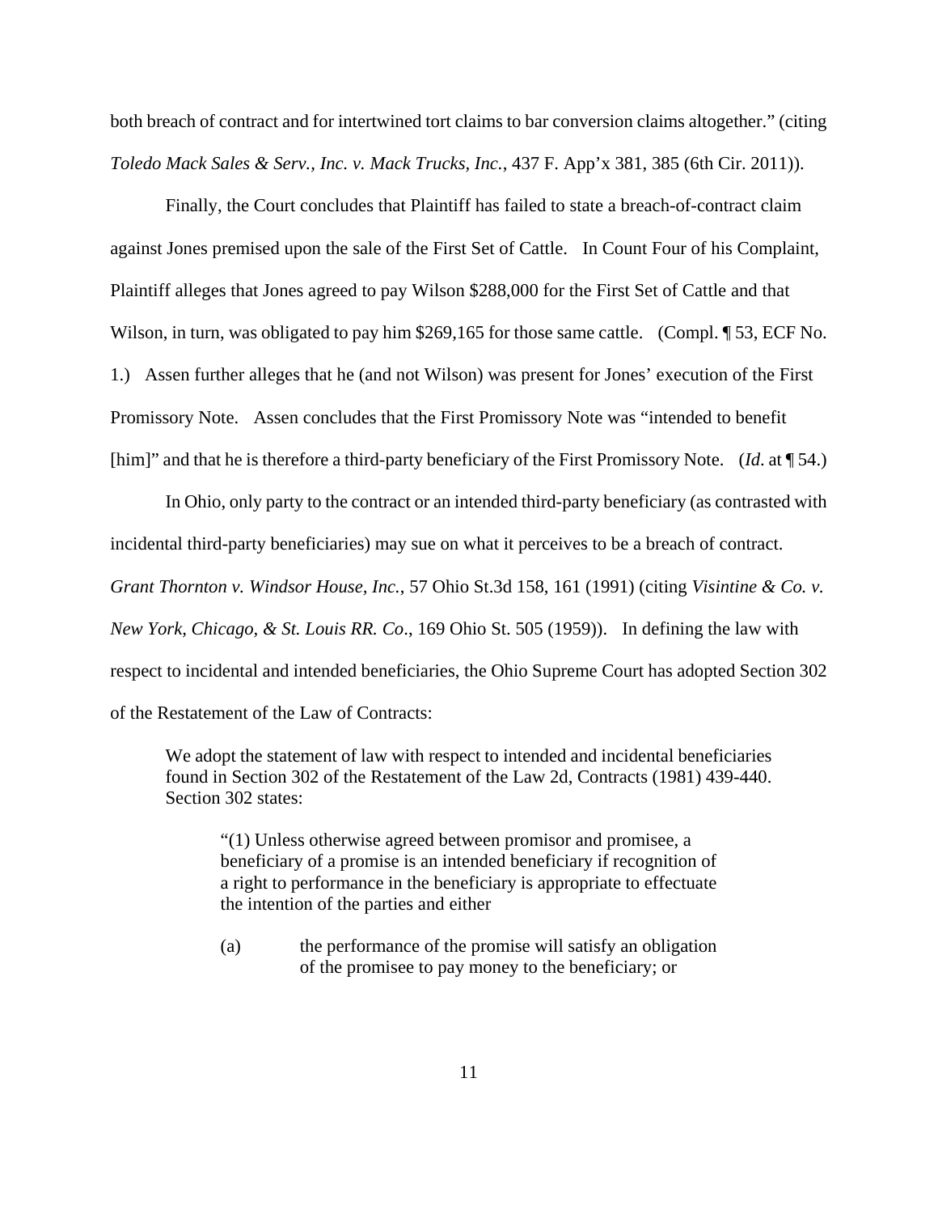both breach of contract and for intertwined tort claims to bar conversion claims altogether." (citing *Toledo Mack Sales & Serv., Inc. v. Mack Trucks, Inc.*, 437 F. App'x 381, 385 (6th Cir. 2011)).

Finally, the Court concludes that Plaintiff has failed to state a breach-of-contract claim against Jones premised upon the sale of the First Set of Cattle. In Count Four of his Complaint, Plaintiff alleges that Jones agreed to pay Wilson $288,000 for the First Set of Cattle and that Wilson, in turn, was obligated to pay him $269,165 for those same cattle. (Compl. ¶ 53, ECF No. 1.) Assen further alleges that he (and not Wilson) was present for Jones' execution of the First Promissory Note. Assen concludes that the First Promissory Note was "intended to benefit [him]" and that he is therefore a third-party beneficiary of the First Promissory Note. (*Id.* at ¶ 54.)

In Ohio, only party to the contract or an intended third-party beneficiary (as contrasted with incidental third-party beneficiaries) may sue on what it perceives to be a breach of contract. *Grant Thornton v. Windsor House, Inc.*, 57 Ohio St.3d 158, 161 (1991) (citing *Visintine & Co. v. New York, Chicago, & St. Louis RR. Co*., 169 Ohio St. 505 (1959)). In defining the law with respect to incidental and intended beneficiaries, the Ohio Supreme Court has adopted Section 302 of the Restatement of the Law of Contracts:

> We adopt the statement of law with respect to intended and incidental beneficiaries found in Section 302 of the Restatement of the Law 2d, Contracts (1981) 439-440. Section 302 states:
>
> > "(1) Unless otherwise agreed between promisor and promisee, a beneficiary of a promise is an intended beneficiary if recognition of a right to performance in the beneficiary is appropriate to effectuate the intention of the parties and either
> >
> > (a) the performance of the promise will satisfy an obligation of the promisee to pay money to the beneficiary; or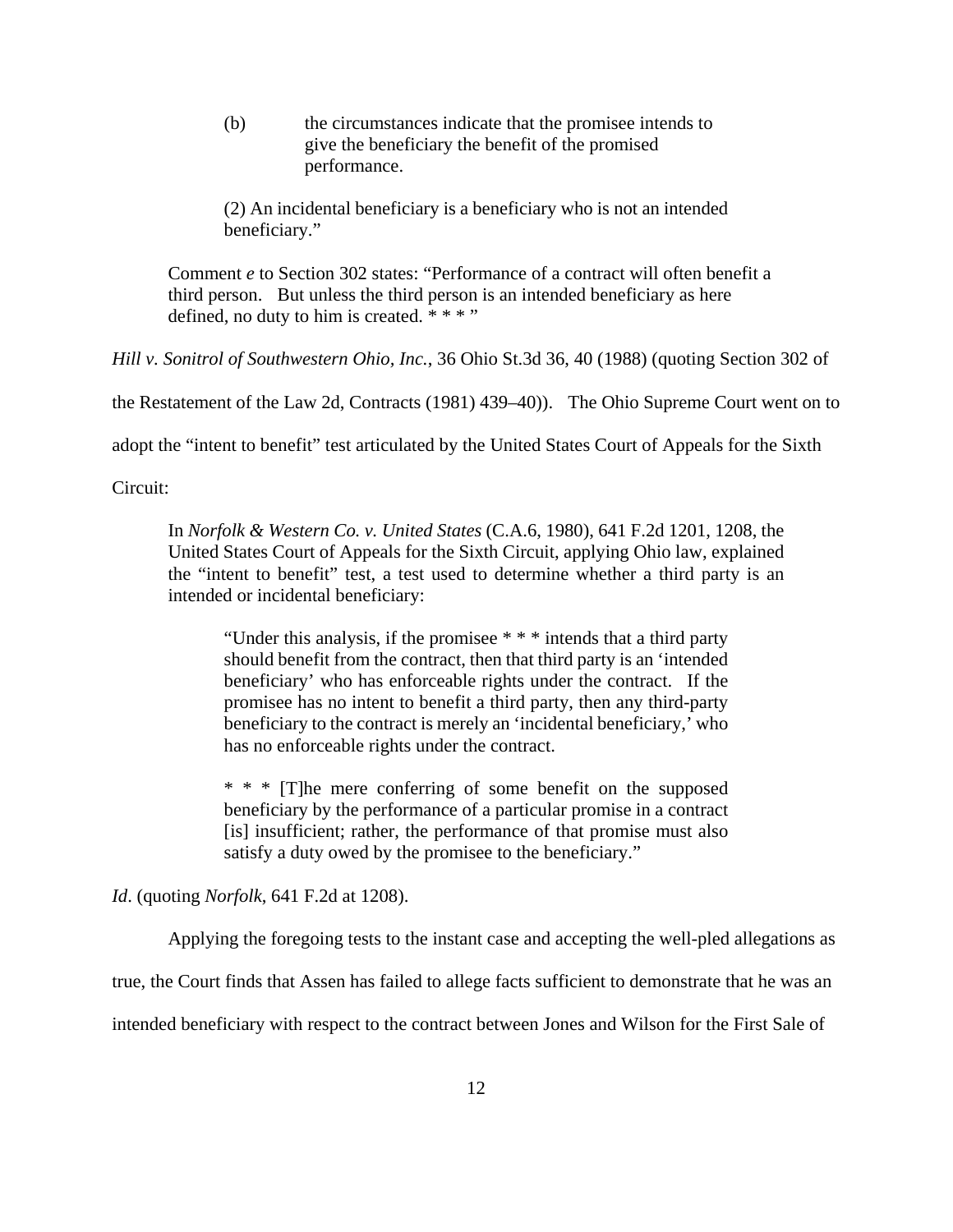> > (b) the circumstances indicate that the promisee intends to give the beneficiary the benefit of the promised performance.
> >
> > (2) An incidental beneficiary is a beneficiary who is not an intended beneficiary."
>
> Comment *e* to Section 302 states: "Performance of a contract will often benefit a third person. But unless the third person is an intended beneficiary as here defined, no duty to him is created. * * * "

*Hill v. Sonitrol of Southwestern Ohio, Inc.*, 36 Ohio St.3d 36, 40 (1988) (quoting Section 302 of the Restatement of the Law 2d, Contracts (1981) 439–40)). The Ohio Supreme Court went on to adopt the "intent to benefit" test articulated by the United States Court of Appeals for the Sixth Circuit:

> In *Norfolk & Western Co. v. United States* (C.A.6, 1980), 641 F.2d 1201, 1208, the United States Court of Appeals for the Sixth Circuit, applying Ohio law, explained the "intent to benefit" test, a test used to determine whether a third party is an intended or incidental beneficiary:
>
> > "Under this analysis, if the promisee * * * intends that a third party should benefit from the contract, then that third party is an 'intended beneficiary' who has enforceable rights under the contract. If the promisee has no intent to benefit a third party, then any third-party beneficiary to the contract is merely an 'incidental beneficiary,' who has no enforceable rights under the contract.
> >
> > * * * [T]he mere conferring of some benefit on the supposed beneficiary by the performance of a particular promise in a contract [is] insufficient; rather, the performance of that promise must also satisfy a duty owed by the promisee to the beneficiary."

*Id*. (quoting *Norfolk*, 641 F.2d at 1208).

Applying the foregoing tests to the instant case and accepting the well-pled allegations as true, the Court finds that Assen has failed to allege facts sufficient to demonstrate that he was an intended beneficiary with respect to the contract between Jones and Wilson for the First Sale of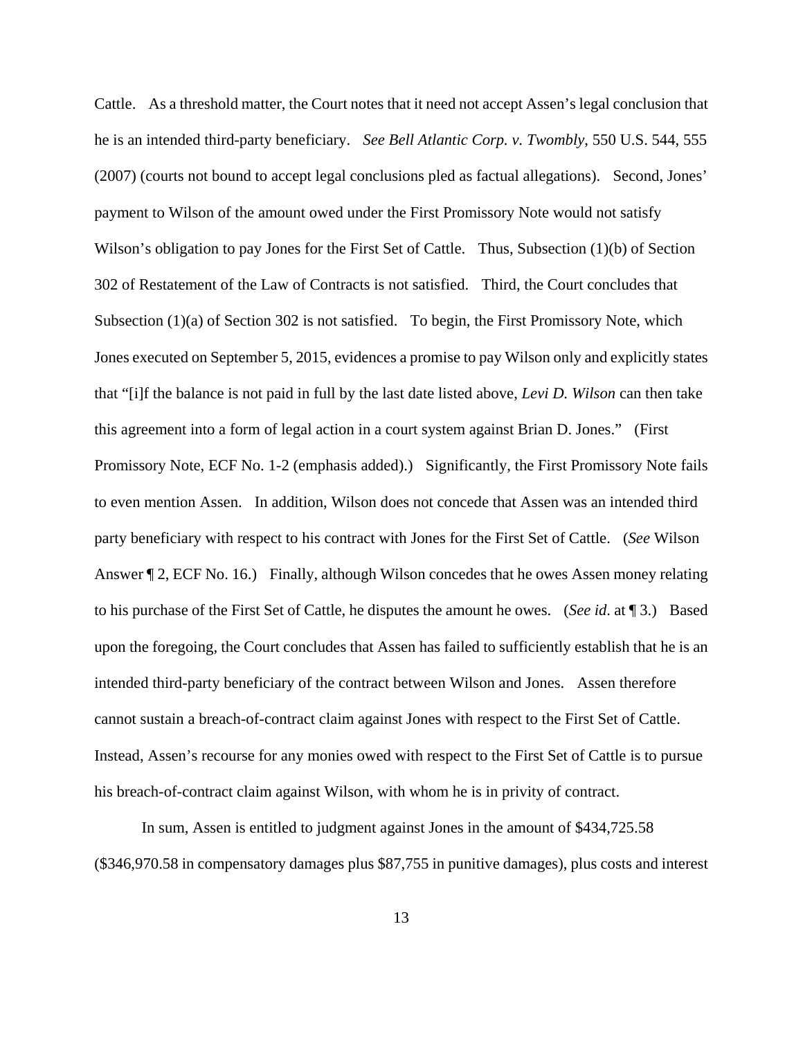Cattle. As a threshold matter, the Court notes that it need not accept Assen's legal conclusion that he is an intended third-party beneficiary. *See Bell Atlantic Corp. v. Twombly*, 550 U.S. 544, 555 (2007) (courts not bound to accept legal conclusions pled as factual allegations). Second, Jones' payment to Wilson of the amount owed under the First Promissory Note would not satisfy Wilson's obligation to pay Jones for the First Set of Cattle. Thus, Subsection (1)(b) of Section 302 of Restatement of the Law of Contracts is not satisfied. Third, the Court concludes that Subsection (1)(a) of Section 302 is not satisfied. To begin, the First Promissory Note, which Jones executed on September 5, 2015, evidences a promise to pay Wilson only and explicitly states that "[i]f the balance is not paid in full by the last date listed above, *Levi D. Wilson* can then take this agreement into a form of legal action in a court system against Brian D. Jones." (First Promissory Note, ECF No. 1-2 (emphasis added).) Significantly, the First Promissory Note fails to even mention Assen. In addition, Wilson does not concede that Assen was an intended third party beneficiary with respect to his contract with Jones for the First Set of Cattle. (*See* Wilson Answer ¶ 2, ECF No. 16.) Finally, although Wilson concedes that he owes Assen money relating to his purchase of the First Set of Cattle, he disputes the amount he owes. (*See id*. at ¶ 3.) Based upon the foregoing, the Court concludes that Assen has failed to sufficiently establish that he is an intended third-party beneficiary of the contract between Wilson and Jones. Assen therefore cannot sustain a breach-of-contract claim against Jones with respect to the First Set of Cattle. Instead, Assen's recourse for any monies owed with respect to the First Set of Cattle is to pursue his breach-of-contract claim against Wilson, with whom he is in privity of contract.

In sum, Assen is entitled to judgment against Jones in the amount of $434,725.58 ($346,970.58 in compensatory damages plus $87,755 in punitive damages), plus costs and interest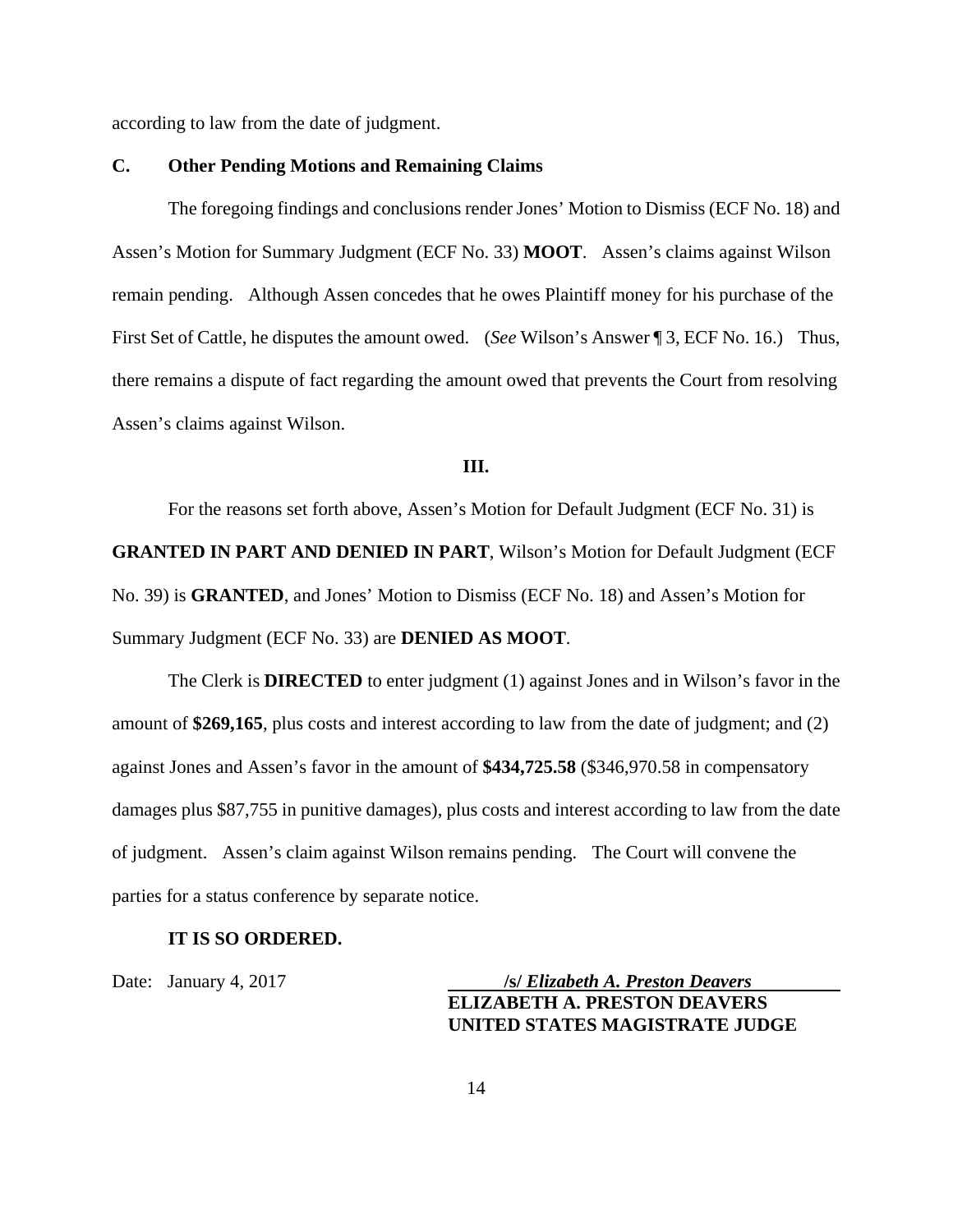according to law from the date of judgment.

### C. Other Pending Motions and Remaining Claims

The foregoing findings and conclusions render Jones' Motion to Dismiss (ECF No. 18) and Assen's Motion for Summary Judgment (ECF No. 33) **MOOT**. Assen's claims against Wilson remain pending. Although Assen concedes that he owes Plaintiff money for his purchase of the First Set of Cattle, he disputes the amount owed. (*See* Wilson's Answer ¶ 3, ECF No. 16.) Thus, there remains a dispute of fact regarding the amount owed that prevents the Court from resolving Assen's claims against Wilson.

## III.

For the reasons set forth above, Assen's Motion for Default Judgment (ECF No. 31) is **GRANTED IN PART AND DENIED IN PART**, Wilson's Motion for Default Judgment (ECF No. 39) is **GRANTED**, and Jones' Motion to Dismiss (ECF No. 18) and Assen's Motion for Summary Judgment (ECF No. 33) are **DENIED AS MOOT**.

The Clerk is **DIRECTED** to enter judgment (1) against Jones and in Wilson's favor in the amount of **$269,165**, plus costs and interest according to law from the date of judgment; and (2) against Jones and Assen's favor in the amount of **$434,725.58** ($346,970.58 in compensatory damages plus $87,755 in punitive damages), plus costs and interest according to law from the date of judgment. Assen's claim against Wilson remains pending. The Court will convene the parties for a status conference by separate notice.

**IT IS SO ORDERED.**

Date: January 4, 2017

**/s/ *Elizabeth A. Preston Deavers***
**ELIZABETH A. PRESTON DEAVERS**
**UNITED STATES MAGISTRATE JUDGE**